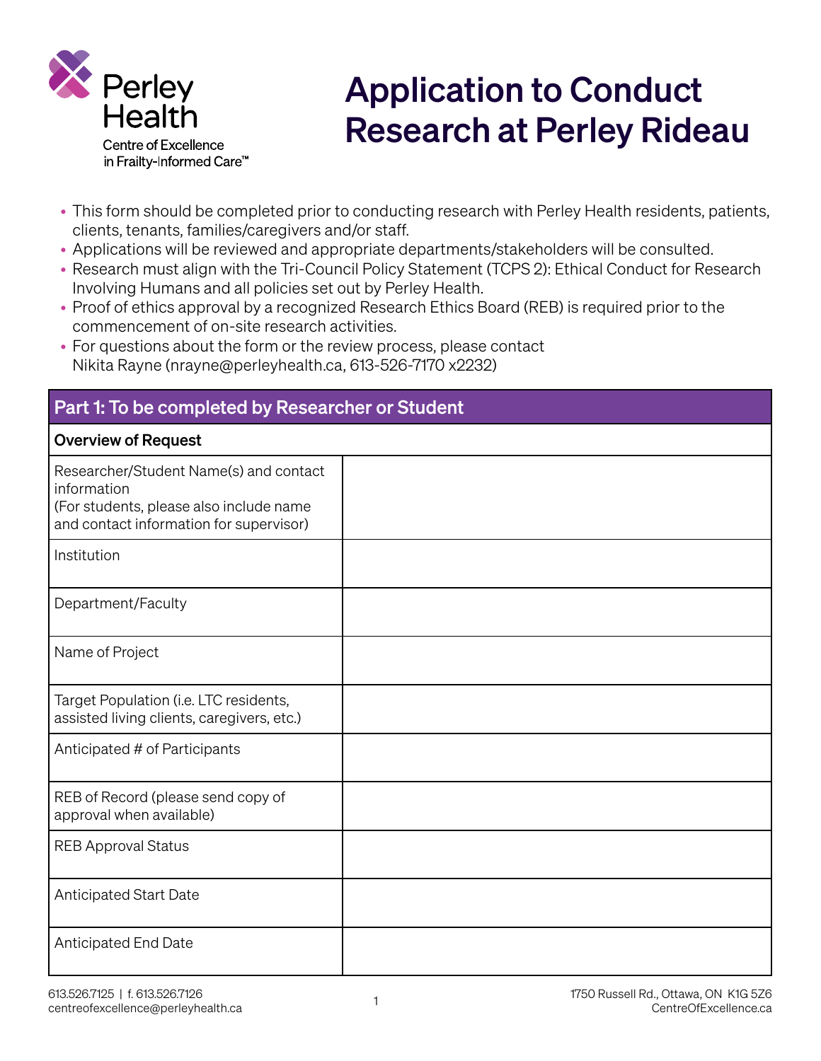Perley Health

Centre of Excellence in Frailty-Informed Care™

# Application to Conduct Research at Perley Rideau

- This form should be completed prior to conducting research with Perley Health residents, patients, clients, tenants, families/caregivers and/or staff.
- Applications will be reviewed and appropriate departments/stakeholders will be consulted.
- Research must align with the Tri-Council Policy Statement (TCPS 2): Ethical Conduct for Research Involving Humans and all policies set out by Perley Health.
- Proof of ethics approval by a recognized Research Ethics Board (REB) is required prior to the commencement of on-site research activities.
- For questions about the form or the review process, please contact Nikita Rayne (nrayne@perleyhealth.ca, 613-526-7170 x2232)

## Part 1: To be completed by Researcher or Student

| Overview of Request | |
|---|---|
| Researcher/Student Name(s) and contact information (For students, please also include name and contact information for supervisor) | |
| Institution | |
| Department/Faculty | |
| Name of Project | |
| Target Population (i.e. LTC residents, assisted living clients, caregivers, etc.) | |
| Anticipated # of Participants | |
| REB of Record (please send copy of approval when available) | |
| REB Approval Status | |
| Anticipated Start Date | |
| Anticipated End Date | |

613.526.7125 | f. 613.526.7126
centreofexcellence@perleyhealth.ca

1750 Russell Rd., Ottawa, ON K1G 5Z6
CentreOfExcellence.ca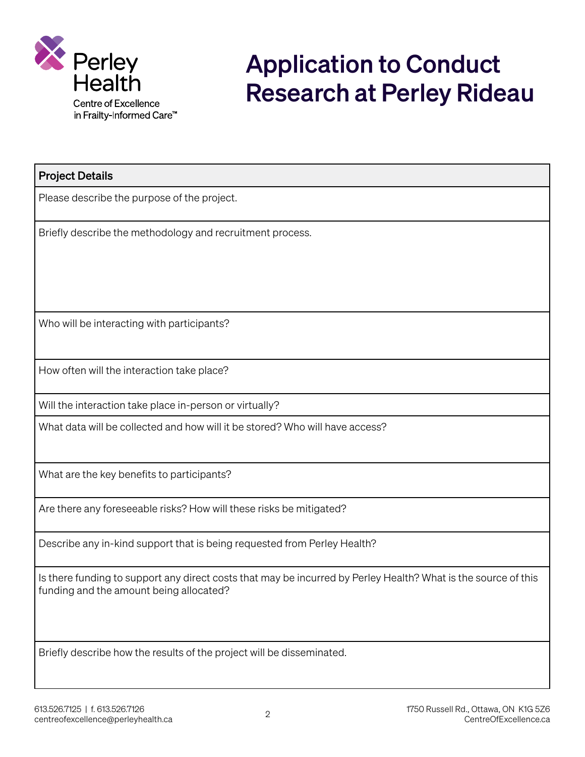# Application to Conduct Research at Perley Rideau

| Project Details |
| --- |
| Please describe the purpose of the project. |
| Briefly describe the methodology and recruitment process. |
| Who will be interacting with participants? |
| How often will the interaction take place? |
| Will the interaction take place in-person or virtually? |
| What data will be collected and how will it be stored? Who will have access? |
| What are the key benefits to participants? |
| Are there any foreseeable risks? How will these risks be mitigated? |
| Describe any in-kind support that is being requested from Perley Health? |
| Is there funding to support any direct costs that may be incurred by Perley Health? What is the source of this funding and the amount being allocated? |
| Briefly describe how the results of the project will be disseminated. |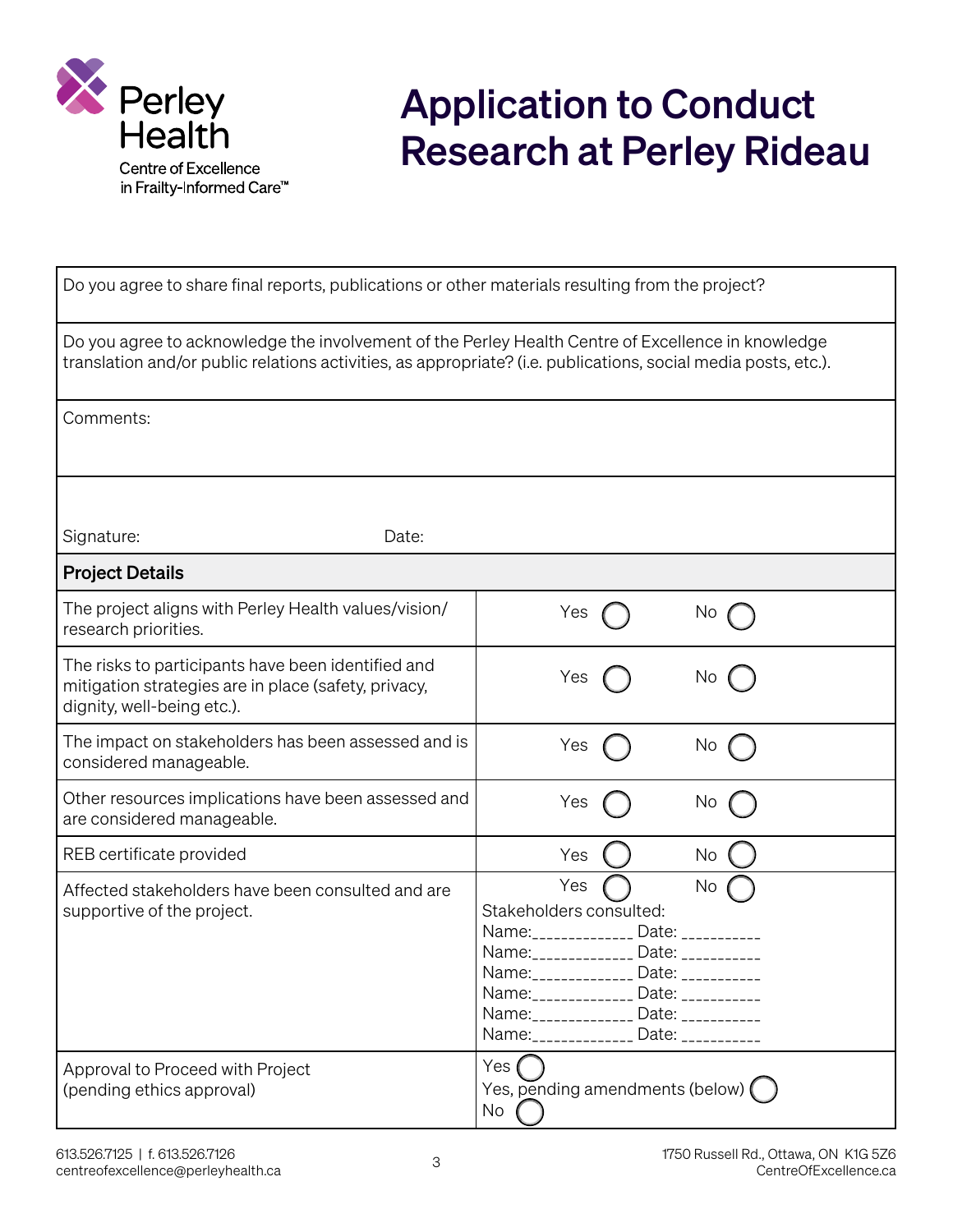# Application to Conduct Research at Perley Rideau

Perley Health
Centre of Excellence
in Frailty-Informed Care™

| | |
|---|---|
| Do you agree to share final reports, publications or other materials resulting from the project? | |
| Do you agree to acknowledge the involvement of the Perley Health Centre of Excellence in knowledge translation and/or public relations activities, as appropriate? (i.e. publications, social media posts, etc.). | |
| Comments: | |
| Signature: Date: | |

| **Project Details** | |
|---|---|
| The project aligns with Perley Health values/vision/ research priorities. | Yes ◯ No ◯ |
| The risks to participants have been identified and mitigation strategies are in place (safety, privacy, dignity, well-being etc.). | Yes ◯ No ◯ |
| The impact on stakeholders has been assessed and is considered manageable. | Yes ◯ No ◯ |
| Other resources implications have been assessed and are considered manageable. | Yes ◯ No ◯ |
| REB certificate provided | Yes ◯ No ◯ |
| Affected stakeholders have been consulted and are supportive of the project. | Yes ◯ No ◯<br>Stakeholders consulted:<br>Name:_____________ Date: __________<br>Name:_____________ Date: __________<br>Name:_____________ Date: __________<br>Name:_____________ Date: __________<br>Name:_____________ Date: __________<br>Name:_____________ Date: __________ |
| Approval to Proceed with Project (pending ethics approval) | Yes ◯<br>Yes, pending amendments (below) ◯<br>No ◯ |

613.526.7125 | f. 613.526.7126
centreofexcellence@perleyhealth.ca

1750 Russell Rd., Ottawa, ON K1G 5Z6
CentreOfExcellence.ca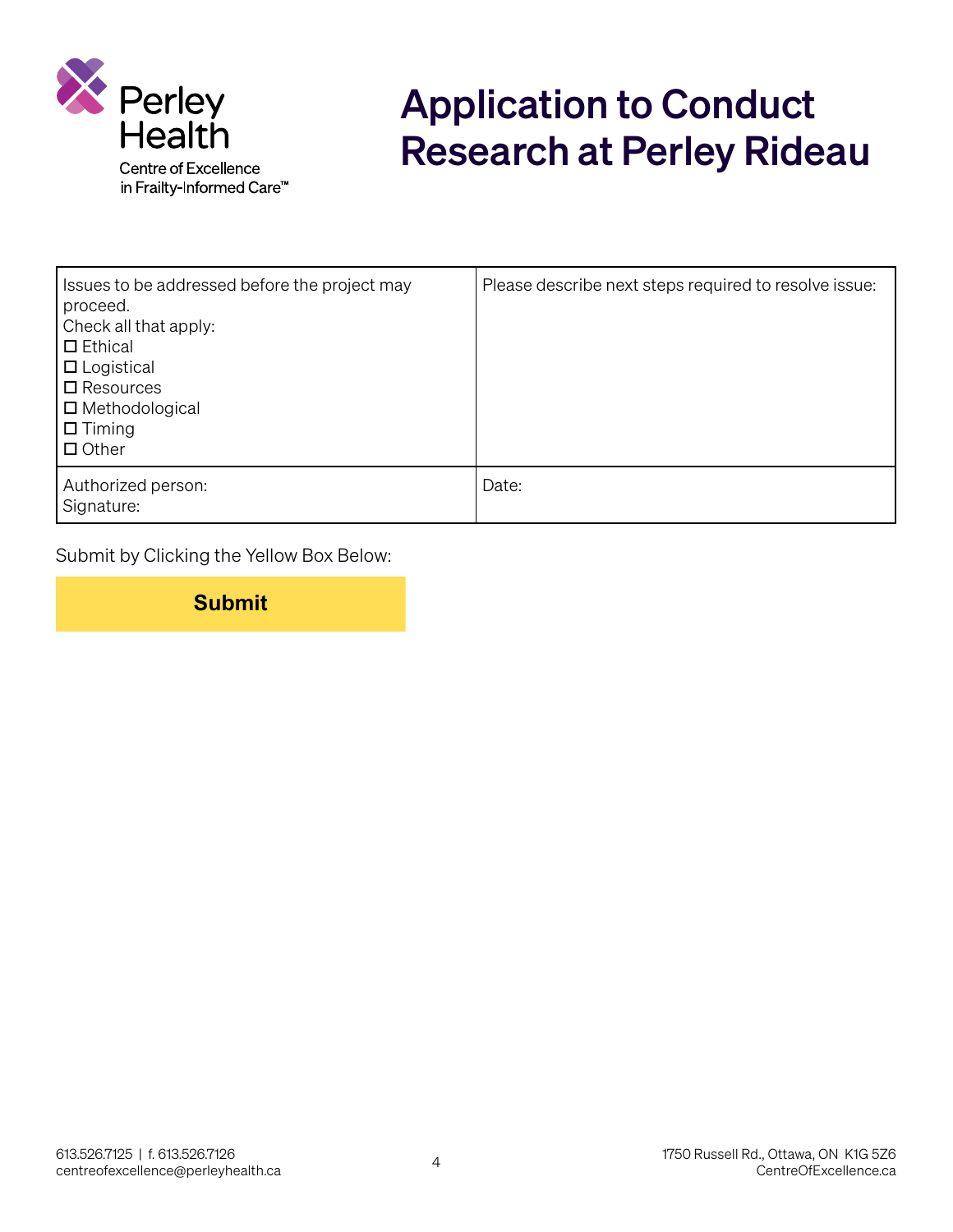Perley Health

Centre of Excellence in Frailty-Informed Care™

# Application to Conduct Research at Perley Rideau

| | |
|---|---|
| Issues to be addressed before the project may proceed.<br>Check all that apply:<br>☐ Ethical<br>☐ Logistical<br>☐ Resources<br>☐ Methodological<br>☐ Timing<br>☐ Other | Please describe next steps required to resolve issue: |
| Authorized person:<br>Signature: | Date: |

Submit by Clicking the Yellow Box Below:

**Submit**

613.526.7125 | f. 613.526.7126
centreofexcellence@perleyhealth.ca

1750 Russell Rd., Ottawa, ON K1G 5Z6
CentreOfExcellence.ca